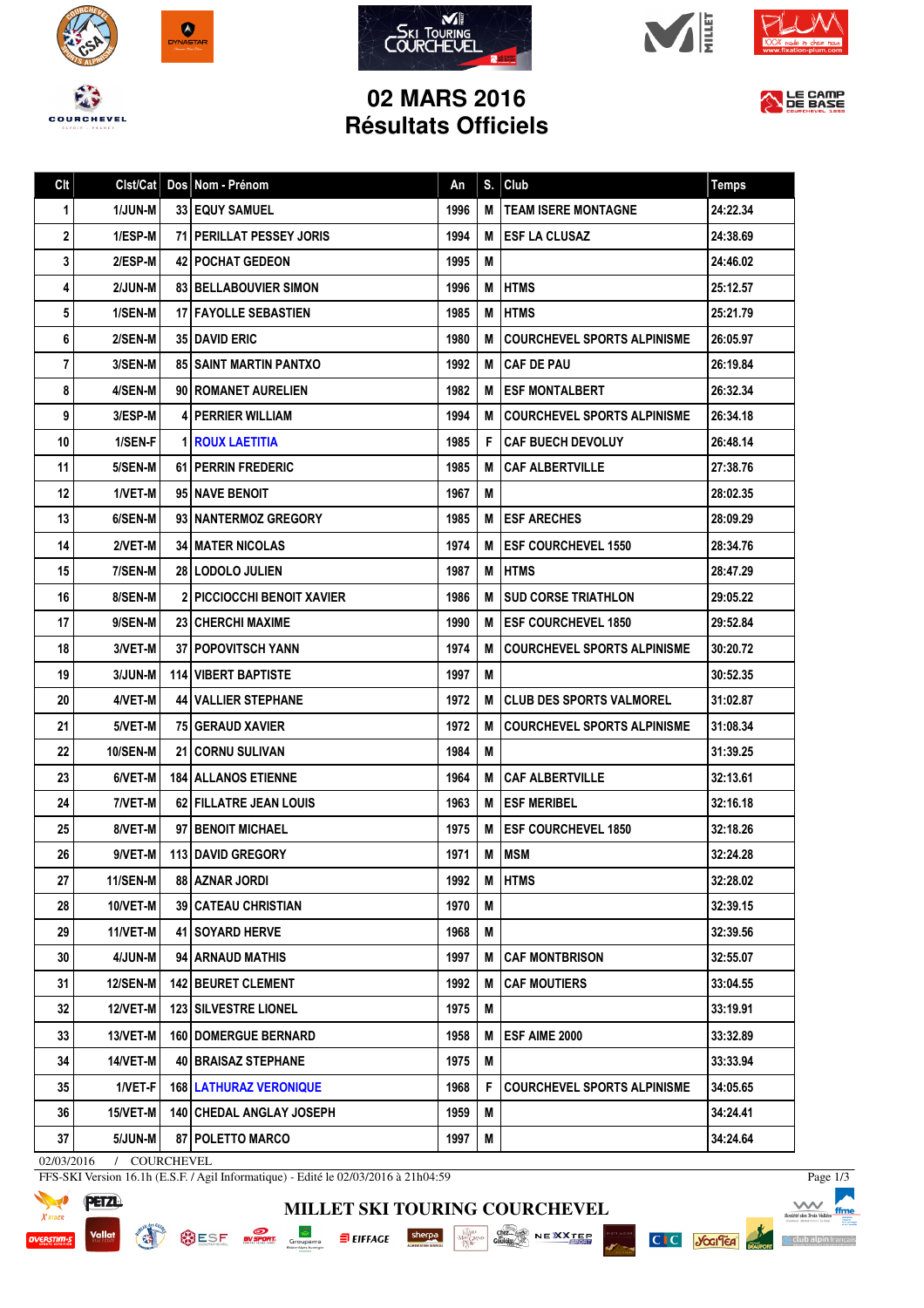# 02 MARS 2016
# Résultats Officiels

| Clt | Clst/Cat | Dos | Nom - Prénom | An | S. | Club | Temps |
|---|---|---|---|---|---|---|---|
| 1 | 1/JUN-M | 33 | EQUY SAMUEL | 1996 | M | TEAM ISERE MONTAGNE | 24:22.34 |
| 2 | 1/ESP-M | 71 | PERILLAT PESSEY JORIS | 1994 | M | ESF LA CLUSAZ | 24:38.69 |
| 3 | 2/ESP-M | 42 | POCHAT GEDEON | 1995 | M | | 24:46.02 |
| 4 | 2/JUN-M | 83 | BELLABOUVIER SIMON | 1996 | M | HTMS | 25:12.57 |
| 5 | 1/SEN-M | 17 | FAYOLLE SEBASTIEN | 1985 | M | HTMS | 25:21.79 |
| 6 | 2/SEN-M | 35 | DAVID ERIC | 1980 | M | COURCHEVEL SPORTS ALPINISME | 26:05.97 |
| 7 | 3/SEN-M | 85 | SAINT MARTIN PANTXO | 1992 | M | CAF DE PAU | 26:19.84 |
| 8 | 4/SEN-M | 90 | ROMANET AURELIEN | 1982 | M | ESF MONTALBERT | 26:32.34 |
| 9 | 3/ESP-M | 4 | PERRIER WILLIAM | 1994 | M | COURCHEVEL SPORTS ALPINISME | 26:34.18 |
| 10 | 1/SEN-F | 1 | ROUX LAETITIA | 1985 | F | CAF BUECH DEVOLUY | 26:48.14 |
| 11 | 5/SEN-M | 61 | PERRIN FREDERIC | 1985 | M | CAF ALBERTVILLE | 27:38.76 |
| 12 | 1/VET-M | 95 | NAVE BENOIT | 1967 | M | | 28:02.35 |
| 13 | 6/SEN-M | 93 | NANTERMOZ GREGORY | 1985 | M | ESF ARECHES | 28:09.29 |
| 14 | 2/VET-M | 34 | MATER NICOLAS | 1974 | M | ESF COURCHEVEL 1550 | 28:34.76 |
| 15 | 7/SEN-M | 28 | LODOLO JULIEN | 1987 | M | HTMS | 28:47.29 |
| 16 | 8/SEN-M | 2 | PICCIOCCHI BENOIT XAVIER | 1986 | M | SUD CORSE TRIATHLON | 29:05.22 |
| 17 | 9/SEN-M | 23 | CHERCHI MAXIME | 1990 | M | ESF COURCHEVEL 1850 | 29:52.84 |
| 18 | 3/VET-M | 37 | POPOVITSCH YANN | 1974 | M | COURCHEVEL SPORTS ALPINISME | 30:20.72 |
| 19 | 3/JUN-M | 114 | VIBERT BAPTISTE | 1997 | M | | 30:52.35 |
| 20 | 4/VET-M | 44 | VALLIER STEPHANE | 1972 | M | CLUB DES SPORTS VALMOREL | 31:02.87 |
| 21 | 5/VET-M | 75 | GERAUD XAVIER | 1972 | M | COURCHEVEL SPORTS ALPINISME | 31:08.34 |
| 22 | 10/SEN-M | 21 | CORNU SULIVAN | 1984 | M | | 31:39.25 |
| 23 | 6/VET-M | 184 | ALLANOS ETIENNE | 1964 | M | CAF ALBERTVILLE | 32:13.61 |
| 24 | 7/VET-M | 62 | FILLATRE JEAN LOUIS | 1963 | M | ESF MERIBEL | 32:16.18 |
| 25 | 8/VET-M | 97 | BENOIT MICHAEL | 1975 | M | ESF COURCHEVEL 1850 | 32:18.26 |
| 26 | 9/VET-M | 113 | DAVID GREGORY | 1971 | M | MSM | 32:24.28 |
| 27 | 11/SEN-M | 88 | AZNAR JORDI | 1992 | M | HTMS | 32:28.02 |
| 28 | 10/VET-M | 39 | CATEAU CHRISTIAN | 1970 | M | | 32:39.15 |
| 29 | 11/VET-M | 41 | SOYARD HERVE | 1968 | M | | 32:39.56 |
| 30 | 4/JUN-M | 94 | ARNAUD MATHIS | 1997 | M | CAF MONTBRISON | 32:55.07 |
| 31 | 12/SEN-M | 142 | BEURET CLEMENT | 1992 | M | CAF MOUTIERS | 33:04.55 |
| 32 | 12/VET-M | 123 | SILVESTRE LIONEL | 1975 | M | | 33:19.91 |
| 33 | 13/VET-M | 160 | DOMERGUE BERNARD | 1958 | M | ESF AIME 2000 | 33:32.89 |
| 34 | 14/VET-M | 40 | BRAISAZ STEPHANE | 1975 | M | | 33:33.94 |
| 35 | 1/VET-F | 168 | LATHURAZ VERONIQUE | 1968 | F | COURCHEVEL SPORTS ALPINISME | 34:05.65 |
| 36 | 15/VET-M | 140 | CHEDAL ANGLAY JOSEPH | 1959 | M | | 34:24.41 |
| 37 | 5/JUN-M | 87 | POLETTO MARCO | 1997 | M | | 34:24.64 |

02/03/2016 / COURCHEVEL

FFS-SKI Version 16.1h (E.S.F. / Agil Informatique) - Edité le 02/03/2016 à 21h04:59

MILLET SKI TOURING COURCHEVEL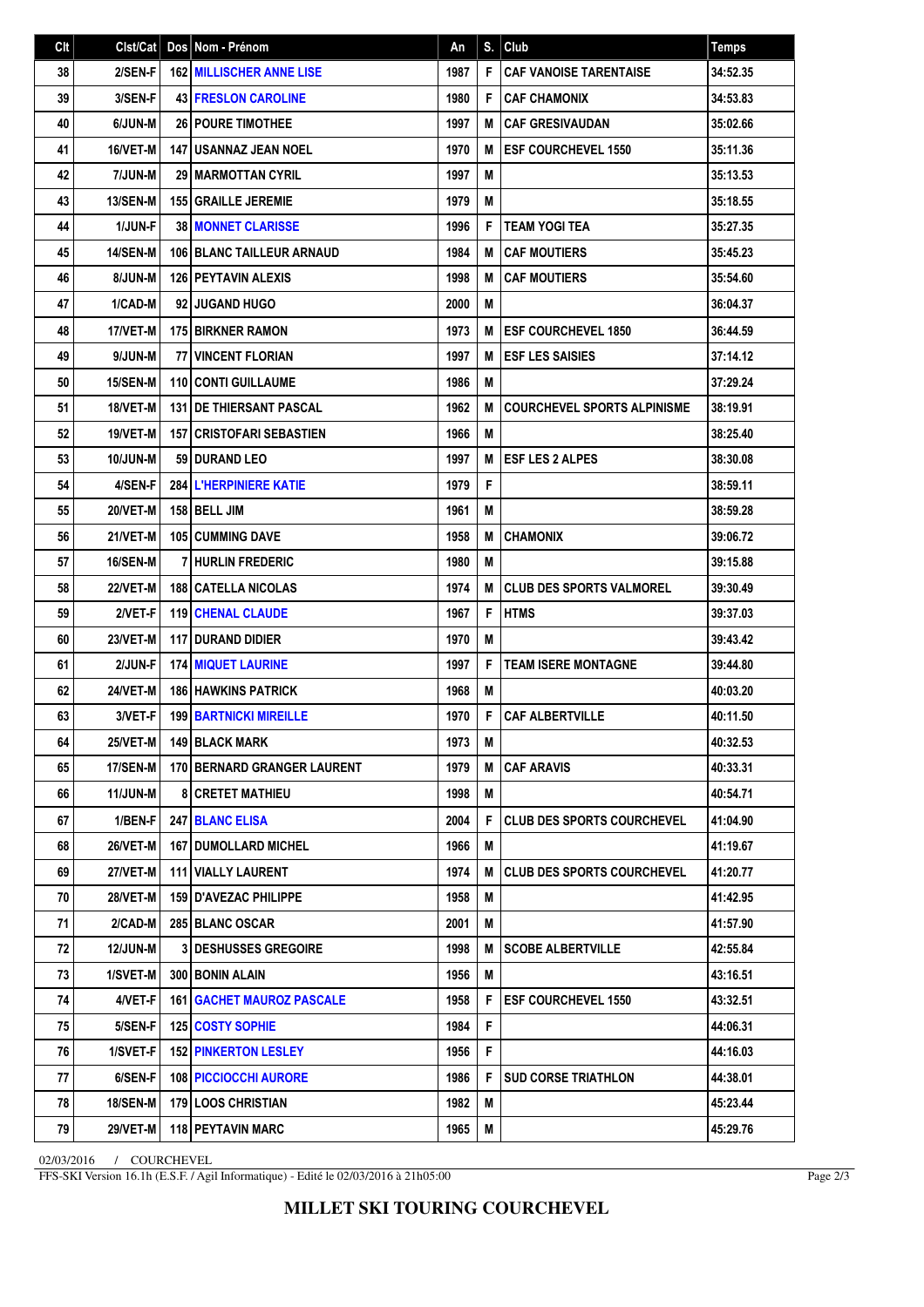| Clt | Clst/Cat | Dos | Nom - Prénom | An | S. | Club | Temps |
|---|---|---|---|---|---|---|---|
| 38 | 2/SEN-F | 162 | MILLISCHER ANNE LISE | 1987 | F | CAF VANOISE TARENTAISE | 34:52.35 |
| 39 | 3/SEN-F | 43 | FRESLON CAROLINE | 1980 | F | CAF CHAMONIX | 34:53.83 |
| 40 | 6/JUN-M | 26 | POURE TIMOTHEE | 1997 | M | CAF GRESIVAUDAN | 35:02.66 |
| 41 | 16/VET-M | 147 | USANNAZ JEAN NOEL | 1970 | M | ESF COURCHEVEL 1550 | 35:11.36 |
| 42 | 7/JUN-M | 29 | MARMOTTAN CYRIL | 1997 | M | | 35:13.53 |
| 43 | 13/SEN-M | 155 | GRAILLE JEREMIE | 1979 | M | | 35:18.55 |
| 44 | 1/JUN-F | 38 | MONNET CLARISSE | 1996 | F | TEAM YOGI TEA | 35:27.35 |
| 45 | 14/SEN-M | 106 | BLANC TAILLEUR ARNAUD | 1984 | M | CAF MOUTIERS | 35:45.23 |
| 46 | 8/JUN-M | 126 | PEYTAVIN ALEXIS | 1998 | M | CAF MOUTIERS | 35:54.60 |
| 47 | 1/CAD-M | 92 | JUGAND HUGO | 2000 | M | | 36:04.37 |
| 48 | 17/VET-M | 175 | BIRKNER RAMON | 1973 | M | ESF COURCHEVEL 1850 | 36:44.59 |
| 49 | 9/JUN-M | 77 | VINCENT FLORIAN | 1997 | M | ESF LES SAISIES | 37:14.12 |
| 50 | 15/SEN-M | 110 | CONTI GUILLAUME | 1986 | M | | 37:29.24 |
| 51 | 18/VET-M | 131 | DE THIERSANT PASCAL | 1962 | M | COURCHEVEL SPORTS ALPINISME | 38:19.91 |
| 52 | 19/VET-M | 157 | CRISTOFARI SEBASTIEN | 1966 | M | | 38:25.40 |
| 53 | 10/JUN-M | 59 | DURAND LEO | 1997 | M | ESF LES 2 ALPES | 38:30.08 |
| 54 | 4/SEN-F | 284 | L'HERPINIERE KATIE | 1979 | F | | 38:59.11 |
| 55 | 20/VET-M | 158 | BELL JIM | 1961 | M | | 38:59.28 |
| 56 | 21/VET-M | 105 | CUMMING DAVE | 1958 | M | CHAMONIX | 39:06.72 |
| 57 | 16/SEN-M | 7 | HURLIN FREDERIC | 1980 | M | | 39:15.88 |
| 58 | 22/VET-M | 188 | CATELLA NICOLAS | 1974 | M | CLUB DES SPORTS VALMOREL | 39:30.49 |
| 59 | 2/VET-F | 119 | CHENAL CLAUDE | 1967 | F | HTMS | 39:37.03 |
| 60 | 23/VET-M | 117 | DURAND DIDIER | 1970 | M | | 39:43.42 |
| 61 | 2/JUN-F | 174 | MIQUET LAURINE | 1997 | F | TEAM ISERE MONTAGNE | 39:44.80 |
| 62 | 24/VET-M | 186 | HAWKINS PATRICK | 1968 | M | | 40:03.20 |
| 63 | 3/VET-F | 199 | BARTNICKI MIREILLE | 1970 | F | CAF ALBERTVILLE | 40:11.50 |
| 64 | 25/VET-M | 149 | BLACK MARK | 1973 | M | | 40:32.53 |
| 65 | 17/SEN-M | 170 | BERNARD GRANGER LAURENT | 1979 | M | CAF ARAVIS | 40:33.31 |
| 66 | 11/JUN-M | 8 | CRETET MATHIEU | 1998 | M | | 40:54.71 |
| 67 | 1/BEN-F | 247 | BLANC ELISA | 2004 | F | CLUB DES SPORTS COURCHEVEL | 41:04.90 |
| 68 | 26/VET-M | 167 | DUMOLLARD MICHEL | 1966 | M | | 41:19.67 |
| 69 | 27/VET-M | 111 | VIALLY LAURENT | 1974 | M | CLUB DES SPORTS COURCHEVEL | 41:20.77 |
| 70 | 28/VET-M | 159 | D'AVEZAC PHILIPPE | 1958 | M | | 41:42.95 |
| 71 | 2/CAD-M | 285 | BLANC OSCAR | 2001 | M | | 41:57.90 |
| 72 | 12/JUN-M | 3 | DESHUSSES GREGOIRE | 1998 | M | SCOBE ALBERTVILLE | 42:55.84 |
| 73 | 1/SVET-M | 300 | BONIN ALAIN | 1956 | M | | 43:16.51 |
| 74 | 4/VET-F | 161 | GACHET MAUROZ PASCALE | 1958 | F | ESF COURCHEVEL 1550 | 43:32.51 |
| 75 | 5/SEN-F | 125 | COSTY SOPHIE | 1984 | F | | 44:06.31 |
| 76 | 1/SVET-F | 152 | PINKERTON LESLEY | 1956 | F | | 44:16.03 |
| 77 | 6/SEN-F | 108 | PICCIOCCHI AURORE | 1986 | F | SUD CORSE TRIATHLON | 44:38.01 |
| 78 | 18/SEN-M | 179 | LOOS CHRISTIAN | 1982 | M | | 45:23.44 |
| 79 | 29/VET-M | 118 | PEYTAVIN MARC | 1965 | M | | 45:29.76 |

02/03/2016 / COURCHEVEL

FFS-SKI Version 16.1h (E.S.F. / Agil Informatique) - Edité le 02/03/2016 à 21h05:00

**MILLET SKI TOURING COURCHEVEL**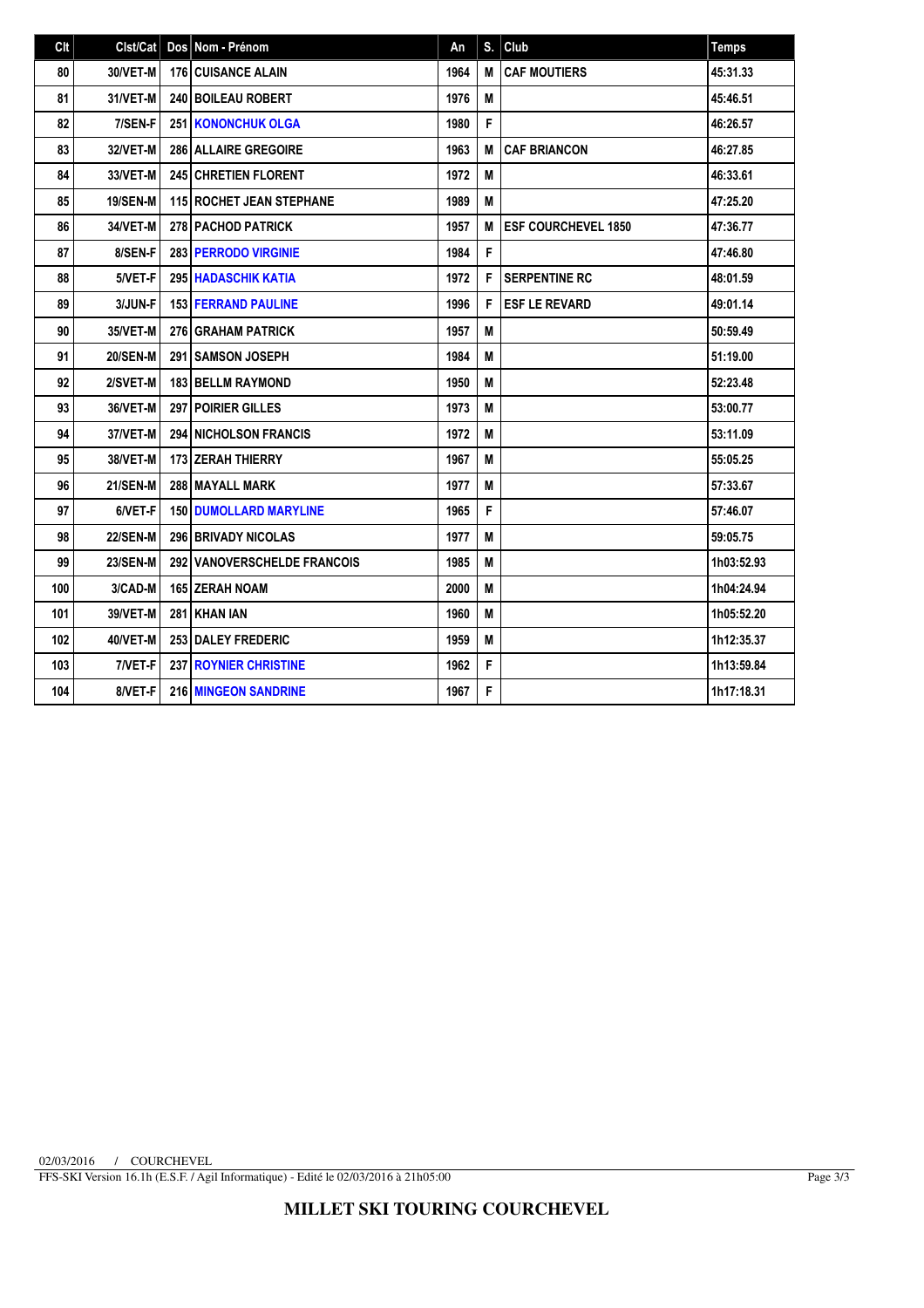| Clt | Clst/Cat | Dos | Nom - Prénom | An | S. | Club | Temps |
|---|---|---|---|---|---|---|---|
| 80 | 30/VET-M | 176 | CUISANCE ALAIN | 1964 | M | CAF MOUTIERS | 45:31.33 |
| 81 | 31/VET-M | 240 | BOILEAU ROBERT | 1976 | M | | 45:46.51 |
| 82 | 7/SEN-F | 251 | KONONCHUK OLGA | 1980 | F | | 46:26.57 |
| 83 | 32/VET-M | 286 | ALLAIRE GREGOIRE | 1963 | M | CAF BRIANCON | 46:27.85 |
| 84 | 33/VET-M | 245 | CHRETIEN FLORENT | 1972 | M | | 46:33.61 |
| 85 | 19/SEN-M | 115 | ROCHET JEAN STEPHANE | 1989 | M | | 47:25.20 |
| 86 | 34/VET-M | 278 | PACHOD PATRICK | 1957 | M | ESF COURCHEVEL 1850 | 47:36.77 |
| 87 | 8/SEN-F | 283 | PERRODO VIRGINIE | 1984 | F | | 47:46.80 |
| 88 | 5/VET-F | 295 | HADASCHIK KATIA | 1972 | F | SERPENTINE RC | 48:01.59 |
| 89 | 3/JUN-F | 153 | FERRAND PAULINE | 1996 | F | ESF LE REVARD | 49:01.14 |
| 90 | 35/VET-M | 276 | GRAHAM PATRICK | 1957 | M | | 50:59.49 |
| 91 | 20/SEN-M | 291 | SAMSON JOSEPH | 1984 | M | | 51:19.00 |
| 92 | 2/SVET-M | 183 | BELLM RAYMOND | 1950 | M | | 52:23.48 |
| 93 | 36/VET-M | 297 | POIRIER GILLES | 1973 | M | | 53:00.77 |
| 94 | 37/VET-M | 294 | NICHOLSON FRANCIS | 1972 | M | | 53:11.09 |
| 95 | 38/VET-M | 173 | ZERAH THIERRY | 1967 | M | | 55:05.25 |
| 96 | 21/SEN-M | 288 | MAYALL MARK | 1977 | M | | 57:33.67 |
| 97 | 6/VET-F | 150 | DUMOLLARD MARYLINE | 1965 | F | | 57:46.07 |
| 98 | 22/SEN-M | 296 | BRIVADY NICOLAS | 1977 | M | | 59:05.75 |
| 99 | 23/SEN-M | 292 | VANOVERSCHELDE FRANCOIS | 1985 | M | | 1h03:52.93 |
| 100 | 3/CAD-M | 165 | ZERAH NOAM | 2000 | M | | 1h04:24.94 |
| 101 | 39/VET-M | 281 | KHAN IAN | 1960 | M | | 1h05:52.20 |
| 102 | 40/VET-M | 253 | DALEY FREDERIC | 1959 | M | | 1h12:35.37 |
| 103 | 7/VET-F | 237 | ROYNIER CHRISTINE | 1962 | F | | 1h13:59.84 |
| 104 | 8/VET-F | 216 | MINGEON SANDRINE | 1967 | F | | 1h17:18.31 |

02/03/2016 / COURCHEVEL

FFS-SKI Version 16.1h (E.S.F. / Agil Informatique) - Edité le 02/03/2016 à 21h05:00

**MILLET SKI TOURING COURCHEVEL**